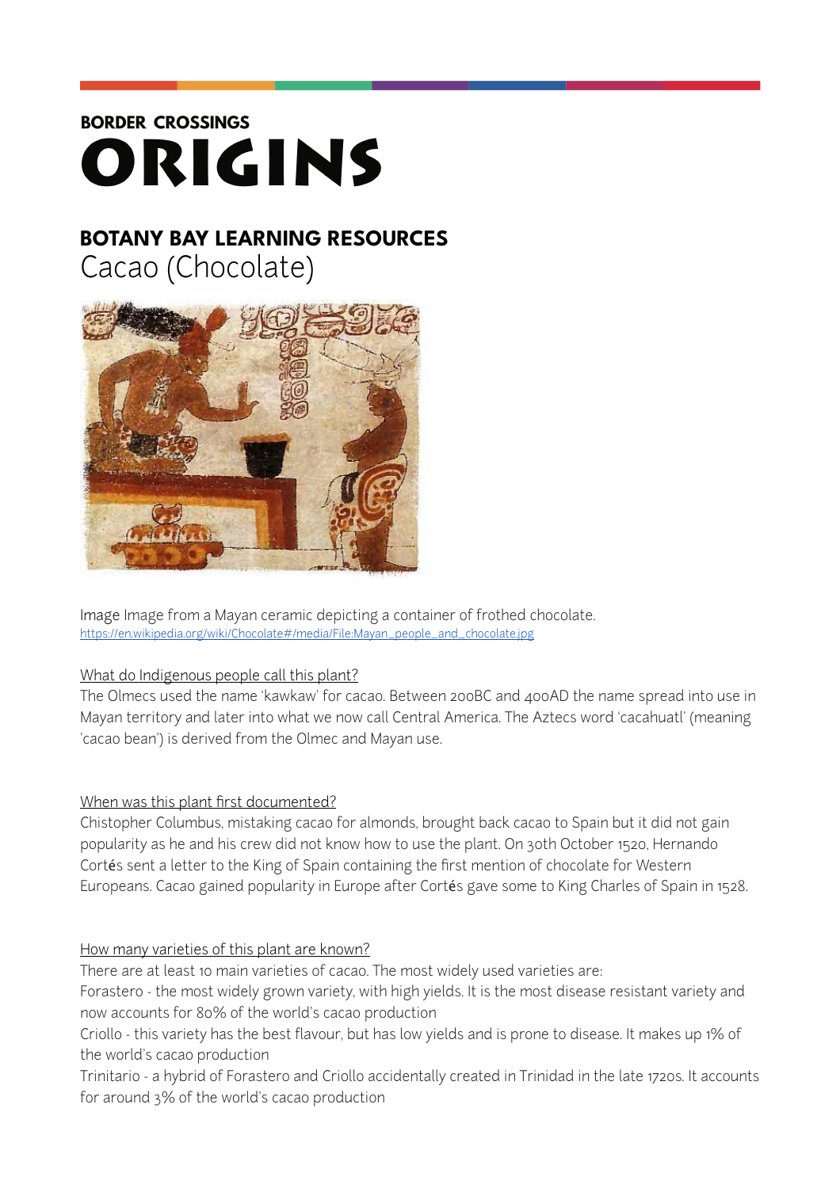**BORDER CROSSINGS**

# ORIGINS

## BOTANY BAY LEARNING RESOURCES

Cacao (Chocolate)

Image Image from a Mayan ceramic depicting a container of frothed chocolate.
https://en.wikipedia.org/wiki/Chocolate#/media/File:Mayan_people_and_chocolate.jpg

What do Indigenous people call this plant?

The Olmecs used the name 'kawkaw' for cacao. Between 200BC and 400AD the name spread into use in Mayan territory and later into what we now call Central America. The Aztecs word 'cacahuatl' (meaning 'cacao bean') is derived from the Olmec and Mayan use.

When was this plant first documented?

Chistopher Columbus, mistaking cacao for almonds, brought back cacao to Spain but it did not gain popularity as he and his crew did not know how to use the plant. On 30th October 1520, Hernando Cortés sent a letter to the King of Spain containing the first mention of chocolate for Western Europeans. Cacao gained popularity in Europe after Cortés gave some to King Charles of Spain in 1528.

How many varieties of this plant are known?

There are at least 10 main varieties of cacao. The most widely used varieties are:

Forastero - the most widely grown variety, with high yields. It is the most disease resistant variety and now accounts for 80% of the world's cacao production

Criollo - this variety has the best flavour, but has low yields and is prone to disease. It makes up 1% of the world's cacao production

Trinitario - a hybrid of Forastero and Criollo accidentally created in Trinidad in the late 1720s. It accounts for around 3% of the world's cacao production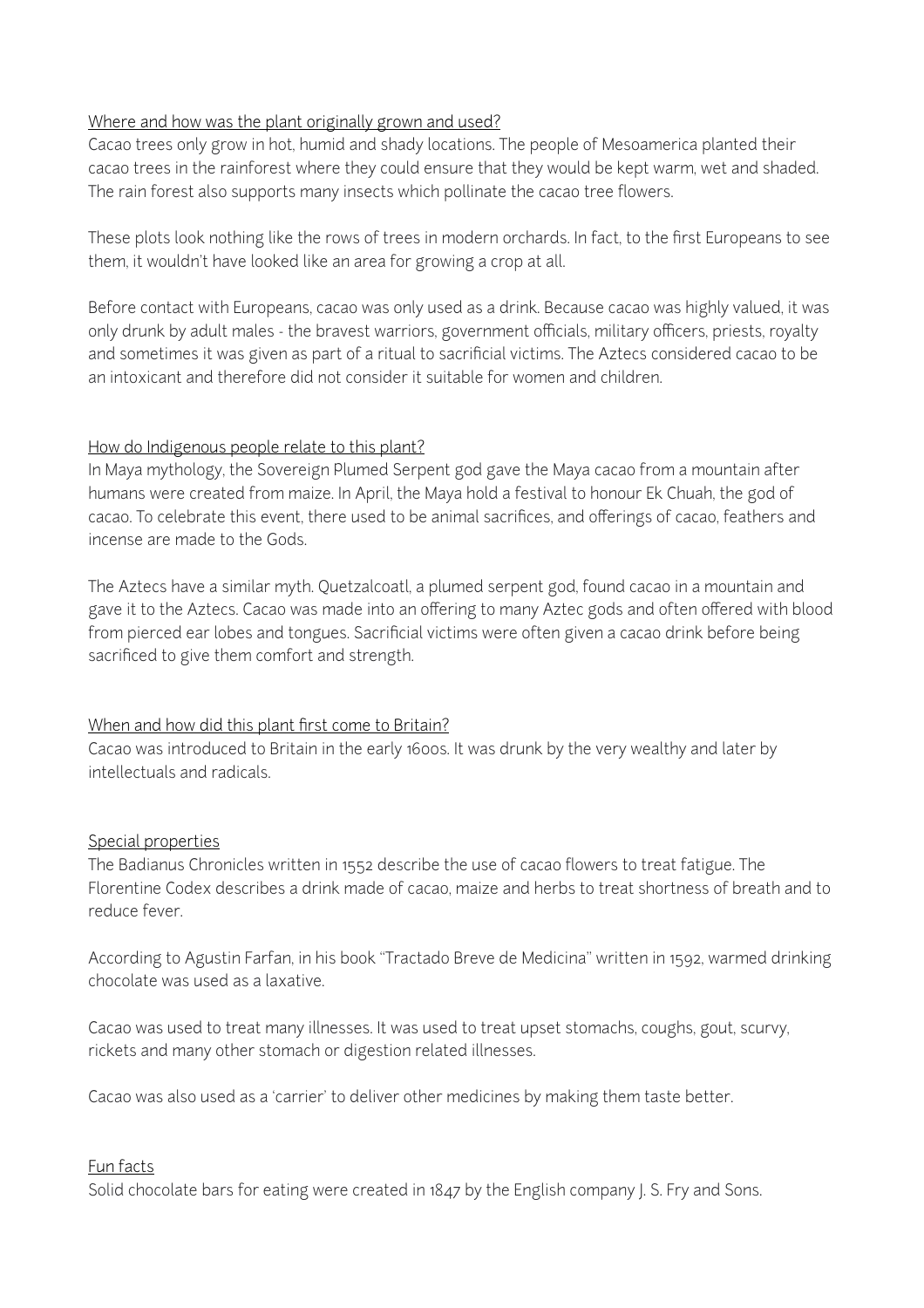## Where and how was the plant originally grown and used?

Cacao trees only grow in hot, humid and shady locations. The people of Mesoamerica planted their cacao trees in the rainforest where they could ensure that they would be kept warm, wet and shaded. The rain forest also supports many insects which pollinate the cacao tree flowers.

These plots look nothing like the rows of trees in modern orchards. In fact, to the first Europeans to see them, it wouldn't have looked like an area for growing a crop at all.

Before contact with Europeans, cacao was only used as a drink. Because cacao was highly valued, it was only drunk by adult males - the bravest warriors, government officials, military officers, priests, royalty and sometimes it was given as part of a ritual to sacrificial victims. The Aztecs considered cacao to be an intoxicant and therefore did not consider it suitable for women and children.

## How do Indigenous people relate to this plant?

In Maya mythology, the Sovereign Plumed Serpent god gave the Maya cacao from a mountain after humans were created from maize. In April, the Maya hold a festival to honour Ek Chuah, the god of cacao. To celebrate this event, there used to be animal sacrifices, and offerings of cacao, feathers and incense are made to the Gods.

The Aztecs have a similar myth. Quetzalcoatl, a plumed serpent god, found cacao in a mountain and gave it to the Aztecs. Cacao was made into an offering to many Aztec gods and often offered with blood from pierced ear lobes and tongues. Sacrificial victims were often given a cacao drink before being sacrificed to give them comfort and strength.

## When and how did this plant first come to Britain?

Cacao was introduced to Britain in the early 1600s. It was drunk by the very wealthy and later by intellectuals and radicals.

## Special properties

The Badianus Chronicles written in 1552 describe the use of cacao flowers to treat fatigue. The Florentine Codex describes a drink made of cacao, maize and herbs to treat shortness of breath and to reduce fever.

According to Agustin Farfan, in his book "Tractado Breve de Medicina" written in 1592, warmed drinking chocolate was used as a laxative.

Cacao was used to treat many illnesses. It was used to treat upset stomachs, coughs, gout, scurvy, rickets and many other stomach or digestion related illnesses.

Cacao was also used as a 'carrier' to deliver other medicines by making them taste better.

## Fun facts

Solid chocolate bars for eating were created in 1847 by the English company J. S. Fry and Sons.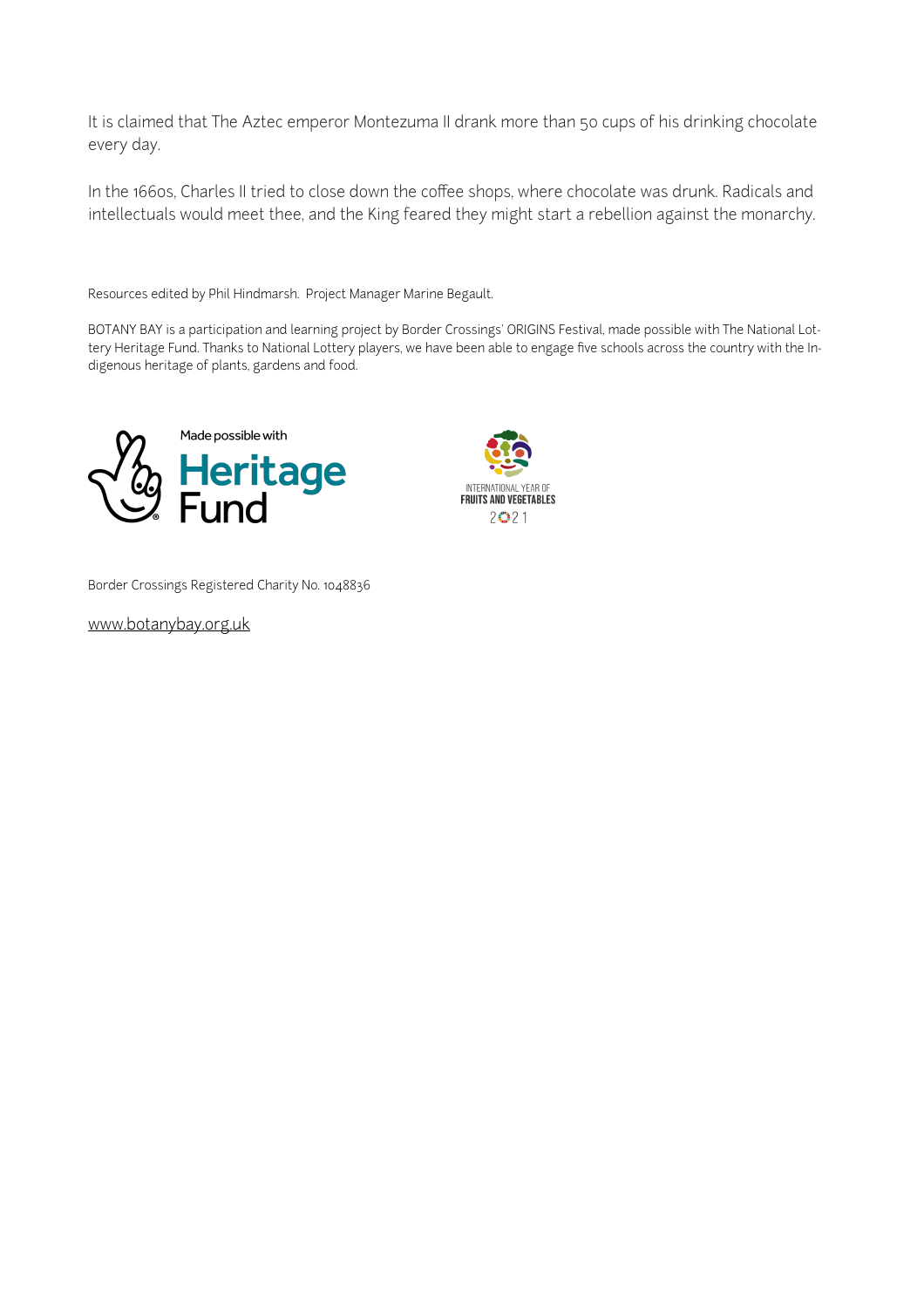It is claimed that The Aztec emperor Montezuma II drank more than 50 cups of his drinking chocolate every day.

In the 1660s, Charles II tried to close down the coffee shops, where chocolate was drunk. Radicals and intellectuals would meet thee, and the King feared they might start a rebellion against the monarchy.

Resources edited by Phil Hindmarsh. Project Manager Marine Begault.

BOTANY BAY is a participation and learning project by Border Crossings' ORIGINS Festival, made possible with The National Lottery Heritage Fund. Thanks to National Lottery players, we have been able to engage five schools across the country with the Indigenous heritage of plants, gardens and food.

Made possible with Heritage Fund

INTERNATIONAL YEAR OF FRUITS AND VEGETABLES 2021

Border Crossings Registered Charity No. 1048836

www.botanybay.org.uk